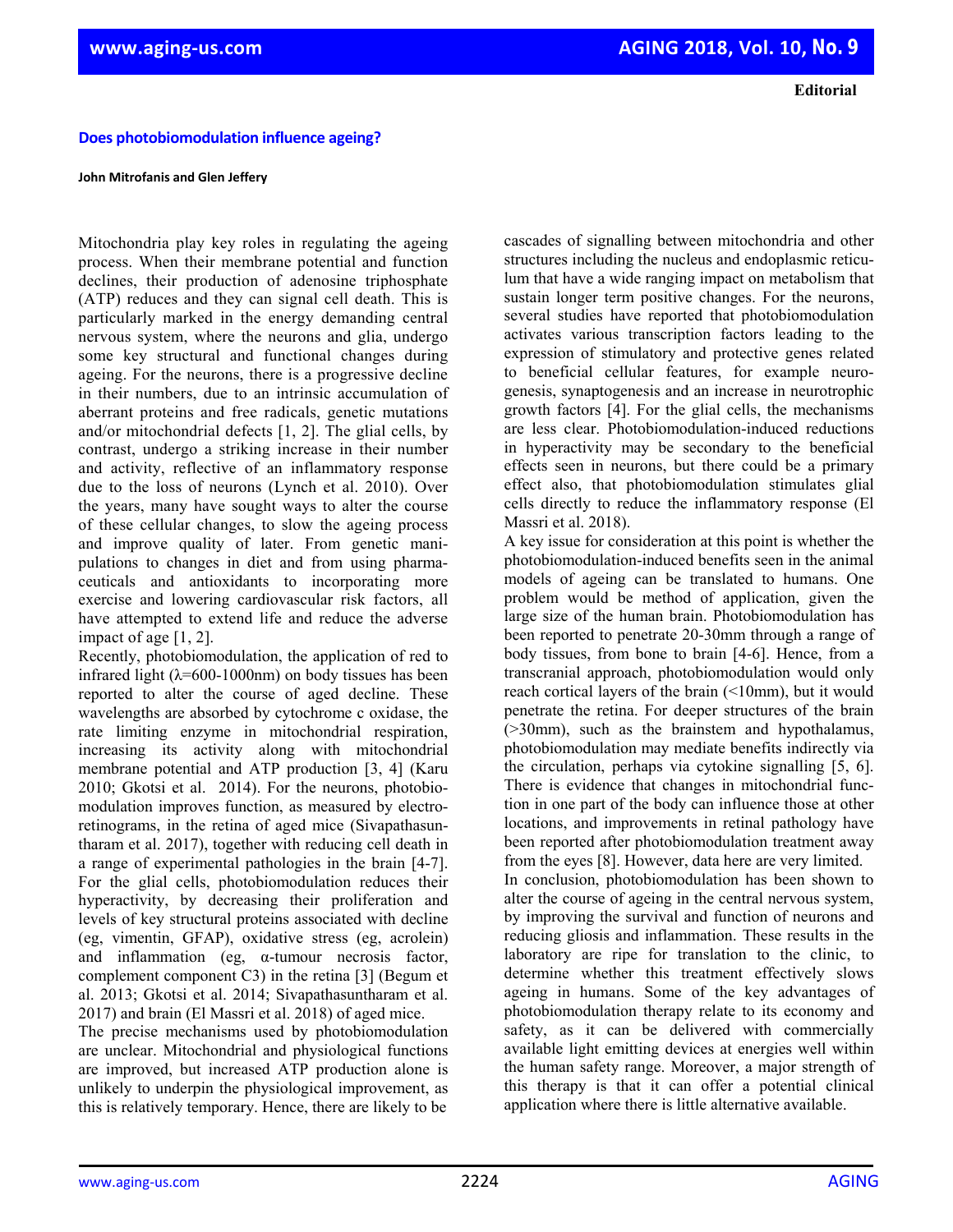**Editorial**

# Does photobiomodulation influence ageing?

**John Mitrofanis and Glen Jeffery**

Mitochondria play key roles in regulating the ageing process. When their membrane potential and function declines, their production of adenosine triphosphate (ATP) reduces and they can signal cell death. This is particularly marked in the energy demanding central nervous system, where the neurons and glia, undergo some key structural and functional changes during ageing. For the neurons, there is a progressive decline in their numbers, due to an intrinsic accumulation of aberrant proteins and free radicals, genetic mutations and/or mitochondrial defects [1, 2]. The glial cells, by contrast, undergo a striking increase in their number and activity, reflective of an inflammatory response due to the loss of neurons (Lynch et al. 2010). Over the years, many have sought ways to alter the course of these cellular changes, to slow the ageing process and improve quality of later. From genetic manipulations to changes in diet and from using pharmaceuticals and antioxidants to incorporating more exercise and lowering cardiovascular risk factors, all have attempted to extend life and reduce the adverse impact of age [1, 2].

Recently, photobiomodulation, the application of red to infrared light ($\lambda$=600-1000nm) on body tissues has been reported to alter the course of aged decline. These wavelengths are absorbed by cytochrome c oxidase, the rate limiting enzyme in mitochondrial respiration, increasing its activity along with mitochondrial membrane potential and ATP production [3, 4] (Karu 2010; Gkotsi et al. 2014). For the neurons, photobiomodulation improves function, as measured by electroretinograms, in the retina of aged mice (Sivapathasuntharam et al. 2017), together with reducing cell death in a range of experimental pathologies in the brain [4-7]. For the glial cells, photobiomodulation reduces their hyperactivity, by decreasing their proliferation and levels of key structural proteins associated with decline (eg, vimentin, GFAP), oxidative stress (eg, acrolein) and inflammation (eg, α-tumour necrosis factor, complement component C3) in the retina [3] (Begum et al. 2013; Gkotsi et al. 2014; Sivapathasuntharam et al. 2017) and brain (El Massri et al. 2018) of aged mice.

The precise mechanisms used by photobiomodulation are unclear. Mitochondrial and physiological functions are improved, but increased ATP production alone is unlikely to underpin the physiological improvement, as this is relatively temporary. Hence, there are likely to be cascades of signalling between mitochondria and other structures including the nucleus and endoplasmic reticulum that have a wide ranging impact on metabolism that sustain longer term positive changes. For the neurons, several studies have reported that photobiomodulation activates various transcription factors leading to the expression of stimulatory and protective genes related to beneficial cellular features, for example neurogenesis, synaptogenesis and an increase in neurotrophic growth factors [4]. For the glial cells, the mechanisms are less clear. Photobiomodulation-induced reductions in hyperactivity may be secondary to the beneficial effects seen in neurons, but there could be a primary effect also, that photobiomodulation stimulates glial cells directly to reduce the inflammatory response (El Massri et al. 2018).

A key issue for consideration at this point is whether the photobiomodulation-induced benefits seen in the animal models of ageing can be translated to humans. One problem would be method of application, given the large size of the human brain. Photobiomodulation has been reported to penetrate 20-30mm through a range of body tissues, from bone to brain [4-6]. Hence, from a transcranial approach, photobiomodulation would only reach cortical layers of the brain (<10mm), but it would penetrate the retina. For deeper structures of the brain (>30mm), such as the brainstem and hypothalamus, photobiomodulation may mediate benefits indirectly via the circulation, perhaps via cytokine signalling [5, 6]. There is evidence that changes in mitochondrial function in one part of the body can influence those at other locations, and improvements in retinal pathology have been reported after photobiomodulation treatment away from the eyes [8]. However, data here are very limited.

In conclusion, photobiomodulation has been shown to alter the course of ageing in the central nervous system, by improving the survival and function of neurons and reducing gliosis and inflammation. These results in the laboratory are ripe for translation to the clinic, to determine whether this treatment effectively slows ageing in humans. Some of the key advantages of photobiomodulation therapy relate to its economy and safety, as it can be delivered with commercially available light emitting devices at energies well within the human safety range. Moreover, a major strength of this therapy is that it can offer a potential clinical application where there is little alternative available.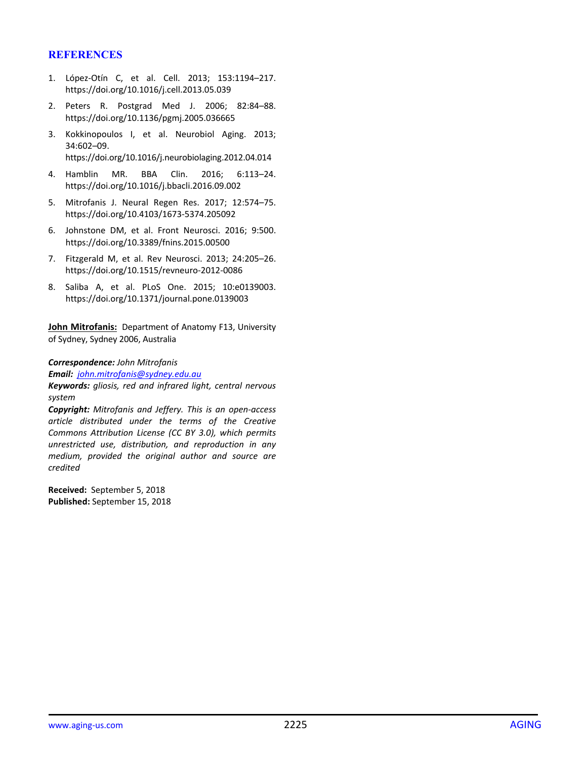## REFERENCES

1. López-Otín C, et al. Cell. 2013; 153:1194–217. https://doi.org/10.1016/j.cell.2013.05.039
2. Peters R. Postgrad Med J. 2006; 82:84–88. https://doi.org/10.1136/pgmj.2005.036665
3. Kokkinopoulos I, et al. Neurobiol Aging. 2013; 34:602–09. https://doi.org/10.1016/j.neurobiolaging.2012.04.014
4. Hamblin MR. BBA Clin. 2016; 6:113–24. https://doi.org/10.1016/j.bbacli.2016.09.002
5. Mitrofanis J. Neural Regen Res. 2017; 12:574–75. https://doi.org/10.4103/1673-5374.205092
6. Johnstone DM, et al. Front Neurosci. 2016; 9:500. https://doi.org/10.3389/fnins.2015.00500
7. Fitzgerald M, et al. Rev Neurosci. 2013; 24:205–26. https://doi.org/10.1515/revneuro-2012-0086
8. Saliba A, et al. PLoS One. 2015; 10:e0139003. https://doi.org/10.1371/journal.pone.0139003

**John Mitrofanis:** Department of Anatomy F13, University of Sydney, Sydney 2006, Australia

***Correspondence:*** *John Mitrofanis*
***Email:*** *john.mitrofanis@sydney.edu.au*
***Keywords:*** *gliosis, red and infrared light, central nervous system*
***Copyright:*** *Mitrofanis and Jeffery. This is an open-access article distributed under the terms of the Creative Commons Attribution License (CC BY 3.0), which permits unrestricted use, distribution, and reproduction in any medium, provided the original author and source are credited*

**Received:** September 5, 2018
**Published:** September 15, 2018